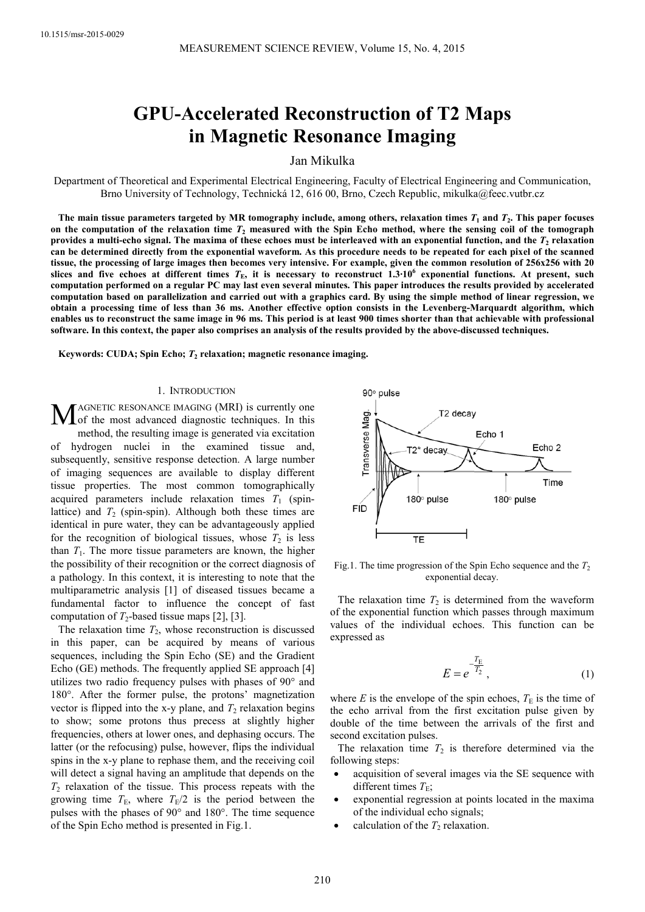# GPU-Accelerated Reconstruction of T2 Maps in Magnetic Resonance Imaging

Jan Mikulka

Department of Theoretical and Experimental Electrical Engineering, Faculty of Electrical Engineering and Communication, Brno University of Technology, Technická 12, 616 00, Brno, Czech Republic, mikulka@feec.vutbr.cz

**The main tissue parameters targeted by MR tomography include, among others, relaxation times $T_1$ and $T_2$. This paper focuses on the computation of the relaxation time $T_2$ measured with the Spin Echo method, where the sensing coil of the tomograph provides a multi-echo signal. The maxima of these echoes must be interleaved with an exponential function, and the $T_2$ relaxation can be determined directly from the exponential waveform. As this procedure needs to be repeated for each pixel of the scanned tissue, the processing of large images then becomes very intensive. For example, given the common resolution of 256x256 with 20 slices and five echoes at different times $T_E$, it is necessary to reconstruct $1.3 \cdot 10^6$ exponential functions. At present, such computation performed on a regular PC may last even several minutes. This paper introduces the results provided by accelerated computation based on parallelization and carried out with a graphics card. By using the simple method of linear regression, we obtain a processing time of less than 36 ms. Another effective option consists in the Levenberg-Marquardt algorithm, which enables us to reconstruct the same image in 96 ms. This period is at least 900 times shorter than that achievable with professional software. In this context, the paper also comprises an analysis of the results provided by the above-discussed techniques.**

**Keywords: CUDA; Spin Echo; $T_2$ relaxation; magnetic resonance imaging.**

## 1. Introduction

Magnetic resonance imaging (MRI) is currently one of the most advanced diagnostic techniques. In this method, the resulting image is generated via excitation of hydrogen nuclei in the examined tissue and, subsequently, sensitive response detection. A large number of imaging sequences are available to display different tissue properties. The most common tomographically acquired parameters include relaxation times $T_1$ (spin-lattice) and $T_2$ (spin-spin). Although both these times are identical in pure water, they can be advantageously applied for the recognition of biological tissues, whose $T_2$ is less than $T_1$. The more tissue parameters are known, the higher the possibility of their recognition or the correct diagnosis of a pathology. In this context, it is interesting to note that the multiparametric analysis [1] of diseased tissues became a fundamental factor to influence the concept of fast computation of $T_2$-based tissue maps [2], [3].

The relaxation time $T_2$, whose reconstruction is discussed in this paper, can be acquired by means of various sequences, including the Spin Echo (SE) and the Gradient Echo (GE) methods. The frequently applied SE approach [4] utilizes two radio frequency pulses with phases of 90° and 180°. After the former pulse, the protons' magnetization vector is flipped into the x-y plane, and $T_2$ relaxation begins to show; some protons thus precess at slightly higher frequencies, others at lower ones, and dephasing occurs. The latter (or the refocusing) pulse, however, flips the individual spins in the x-y plane to rephase them, and the receiving coil will detect a signal having an amplitude that depends on the $T_2$ relaxation of the tissue. This process repeats with the growing time $T_E$, where $T_E/2$ is the period between the pulses with the phases of 90° and 180°. The time sequence of the Spin Echo method is presented in Fig.1.

Fig.1. The time progression of the Spin Echo sequence and the $T_2$ exponential decay.

The relaxation time $T_2$ is determined from the waveform of the exponential function which passes through maximum values of the individual echoes. This function can be expressed as

$$E = e^{-\frac{T_E}{T_2}}, \tag{1}$$

where $E$ is the envelope of the spin echoes, $T_E$ is the time of the echo arrival from the first excitation pulse given by double of the time between the arrivals of the first and second excitation pulses.

The relaxation time $T_2$ is therefore determined via the following steps:

- acquisition of several images via the SE sequence with different times $T_E$;
- exponential regression at points located in the maxima of the individual echo signals;
- calculation of the $T_2$ relaxation.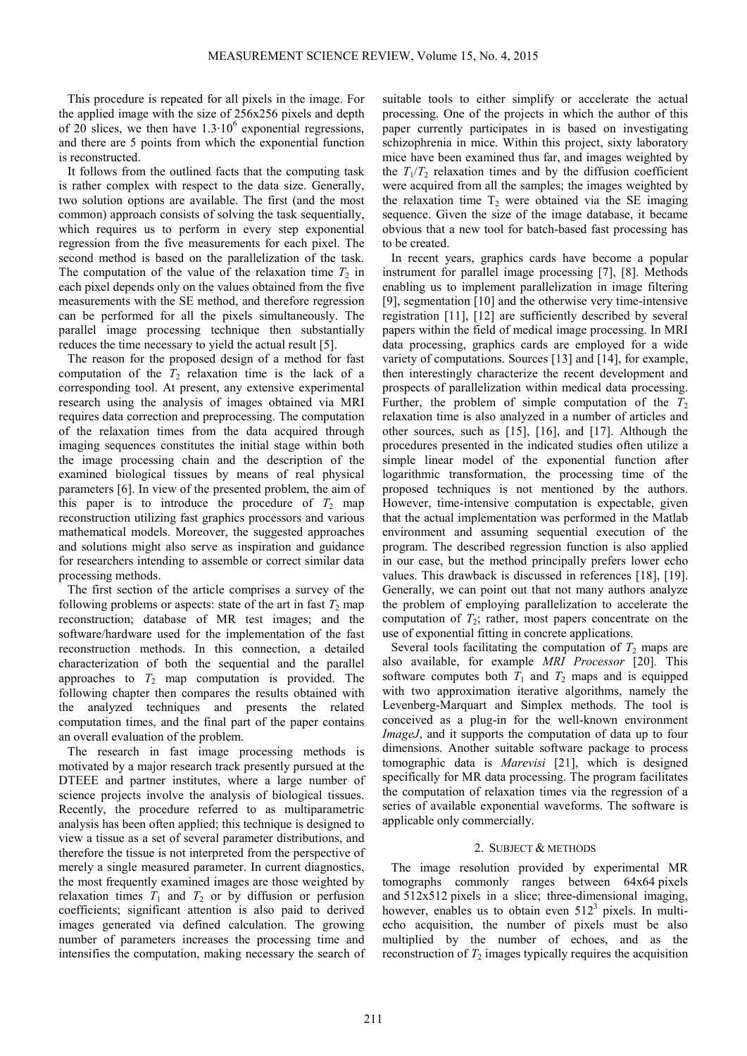This procedure is repeated for all pixels in the image. For the applied image with the size of 256x256 pixels and depth of 20 slices, we then have $1.3 \cdot 10^6$ exponential regressions, and there are 5 points from which the exponential function is reconstructed.

It follows from the outlined facts that the computing task is rather complex with respect to the data size. Generally, two solution options are available. The first (and the most common) approach consists of solving the task sequentially, which requires us to perform in every step exponential regression from the five measurements for each pixel. The second method is based on the parallelization of the task. The computation of the value of the relaxation time $T_2$ in each pixel depends only on the values obtained from the five measurements with the SE method, and therefore regression can be performed for all the pixels simultaneously. The parallel image processing technique then substantially reduces the time necessary to yield the actual result [5].

The reason for the proposed design of a method for fast computation of the $T_2$ relaxation time is the lack of a corresponding tool. At present, any extensive experimental research using the analysis of images obtained via MRI requires data correction and preprocessing. The computation of the relaxation times from the data acquired through imaging sequences constitutes the initial stage within both the image processing chain and the description of the examined biological tissues by means of real physical parameters [6]. In view of the presented problem, the aim of this paper is to introduce the procedure of $T_2$ map reconstruction utilizing fast graphics processors and various mathematical models. Moreover, the suggested approaches and solutions might also serve as inspiration and guidance for researchers intending to assemble or correct similar data processing methods.

The first section of the article comprises a survey of the following problems or aspects: state of the art in fast $T_2$ map reconstruction; database of MR test images; and the software/hardware used for the implementation of the fast reconstruction methods. In this connection, a detailed characterization of both the sequential and the parallel approaches to $T_2$ map computation is provided. The following chapter then compares the results obtained with the analyzed techniques and presents the related computation times, and the final part of the paper contains an overall evaluation of the problem.

The research in fast image processing methods is motivated by a major research track presently pursued at the DTEEE and partner institutes, where a large number of science projects involve the analysis of biological tissues. Recently, the procedure referred to as multiparametric analysis has been often applied; this technique is designed to view a tissue as a set of several parameter distributions, and therefore the tissue is not interpreted from the perspective of merely a single measured parameter. In current diagnostics, the most frequently examined images are those weighted by relaxation times $T_1$ and $T_2$ or by diffusion or perfusion coefficients; significant attention is also paid to derived images generated via defined calculation. The growing number of parameters increases the processing time and intensifies the computation, making necessary the search of suitable tools to either simplify or accelerate the actual processing. One of the projects in which the author of this paper currently participates in is based on investigating schizophrenia in mice. Within this project, sixty laboratory mice have been examined thus far, and images weighted by the $T_1/T_2$ relaxation times and by the diffusion coefficient were acquired from all the samples; the images weighted by the relaxation time $T_2$ were obtained via the SE imaging sequence. Given the size of the image database, it became obvious that a new tool for batch-based fast processing has to be created.

In recent years, graphics cards have become a popular instrument for parallel image processing [7], [8]. Methods enabling us to implement parallelization in image filtering [9], segmentation [10] and the otherwise very time-intensive registration [11], [12] are sufficiently described by several papers within the field of medical image processing. In MRI data processing, graphics cards are employed for a wide variety of computations. Sources [13] and [14], for example, then interestingly characterize the recent development and prospects of parallelization within medical data processing. Further, the problem of simple computation of the $T_2$ relaxation time is also analyzed in a number of articles and other sources, such as [15], [16], and [17]. Although the procedures presented in the indicated studies often utilize a simple linear model of the exponential function after logarithmic transformation, the processing time of the proposed techniques is not mentioned by the authors. However, time-intensive computation is expectable, given that the actual implementation was performed in the Matlab environment and assuming sequential execution of the program. The described regression function is also applied in our case, but the method principally prefers lower echo values. This drawback is discussed in references [18], [19]. Generally, we can point out that not many authors analyze the problem of employing parallelization to accelerate the computation of $T_2$; rather, most papers concentrate on the use of exponential fitting in concrete applications.

Several tools facilitating the computation of $T_2$ maps are also available, for example *MRI Processor* [20]. This software computes both $T_1$ and $T_2$ maps and is equipped with two approximation iterative algorithms, namely the Levenberg-Marquart and Simplex methods. The tool is conceived as a plug-in for the well-known environment *ImageJ*, and it supports the computation of data up to four dimensions. Another suitable software package to process tomographic data is *Marevisi* [21], which is designed specifically for MR data processing. The program facilitates the computation of relaxation times via the regression of a series of available exponential waveforms. The software is applicable only commercially.

## 2. Subject & methods

The image resolution provided by experimental MR tomographs commonly ranges between 64x64 pixels and 512x512 pixels in a slice; three-dimensional imaging, however, enables us to obtain even $512^3$ pixels. In multi-echo acquisition, the number of pixels must be also multiplied by the number of echoes, and as the reconstruction of $T_2$ images typically requires the acquisition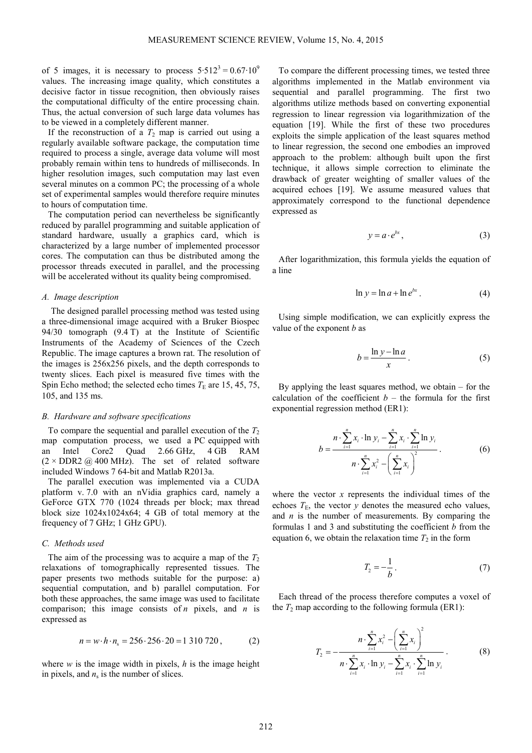of 5 images, it is necessary to process $5 \cdot 512^3 = 0.67 \cdot 10^9$ values. The increasing image quality, which constitutes a decisive factor in tissue recognition, then obviously raises the computational difficulty of the entire processing chain. Thus, the actual conversion of such large data volumes has to be viewed in a completely different manner.

If the reconstruction of a $T_2$ map is carried out using a regularly available software package, the computation time required to process a single, average data volume will most probably remain within tens to hundreds of milliseconds. In higher resolution images, such computation may last even several minutes on a common PC; the processing of a whole set of experimental samples would therefore require minutes to hours of computation time.

The computation period can nevertheless be significantly reduced by parallel programming and suitable application of standard hardware, usually a graphics card, which is characterized by a large number of implemented processor cores. The computation can thus be distributed among the processor threads executed in parallel, and the processing will be accelerated without its quality being compromised.

### A. Image description

The designed parallel processing method was tested using a three-dimensional image acquired with a Bruker Biospec 94/30 tomograph (9.4 T) at the Institute of Scientific Instruments of the Academy of Sciences of the Czech Republic. The image captures a brown rat. The resolution of the images is 256x256 pixels, and the depth corresponds to twenty slices. Each pixel is measured five times with the Spin Echo method; the selected echo times $T_E$ are 15, 45, 75, 105, and 135 ms.

### B. Hardware and software specifications

To compare the sequential and parallel execution of the $T_2$ map computation process, we used a PC equipped with an Intel Core2 Quad 2.66 GHz, 4 GB RAM (2 × DDR2 @ 400 MHz). The set of related software included Windows 7 64-bit and Matlab R2013a.

The parallel execution was implemented via a CUDA platform v. 7.0 with an nVidia graphics card, namely a GeForce GTX 770 (1024 threads per block; max thread block size 1024x1024x64; 4 GB of total memory at the frequency of 7 GHz; 1 GHz GPU).

### C. Methods used

The aim of the processing was to acquire a map of the $T_2$ relaxations of tomographically represented tissues. The paper presents two methods suitable for the purpose: a) sequential computation, and b) parallel computation. For both these approaches, the same image was used to facilitate comparison; this image consists of $n$ pixels, and $n$ is expressed as

$$n = w \cdot h \cdot n_s = 256 \cdot 256 \cdot 20 = 1\,310\,720\,, \tag{2}$$

where $w$ is the image width in pixels, $h$ is the image height in pixels, and $n_s$ is the number of slices.

To compare the different processing times, we tested three algorithms implemented in the Matlab environment via sequential and parallel programming. The first two algorithms utilize methods based on converting exponential regression to linear regression via logarithmization of the equation [19]. While the first of these two procedures exploits the simple application of the least squares method to linear regression, the second one embodies an improved approach to the problem: although built upon the first technique, it allows simple correction to eliminate the drawback of greater weighting of smaller values of the acquired echoes [19]. We assume measured values that approximately correspond to the functional dependence expressed as

$$y = a \cdot e^{bx}, \tag{3}$$

After logarithmization, this formula yields the equation of a line

$$\ln y = \ln a + \ln e^{bx}. \tag{4}$$

Using simple modification, we can explicitly express the value of the exponent $b$ as

$$b = \frac{\ln y - \ln a}{x}. \tag{5}$$

By applying the least squares method, we obtain – for the calculation of the coefficient $b$ – the formula for the first exponential regression method (ER1):

$$b = \frac{n \cdot \sum_{i=1}^{n} x_i \cdot \ln y_i - \sum_{i=1}^{n} x_i \cdot \sum_{i=1}^{n} \ln y_i}{n \cdot \sum_{i=1}^{n} x_i^2 - \left( \sum_{i=1}^{n} x_i \right)^2}. \tag{6}$$

where the vector $x$ represents the individual times of the echoes $T_E$, the vector $y$ denotes the measured echo values, and $n$ is the number of measurements. By comparing the formulas 1 and 3 and substituting the coefficient $b$ from the equation 6, we obtain the relaxation time $T_2$ in the form

$$T_2 = -\frac{1}{b}. \tag{7}$$

Each thread of the process therefore computes a voxel of the $T_2$ map according to the following formula (ER1):

$$T_2 = -\frac{n \cdot \sum_{i=1}^{n} x_i^2 - \left( \sum_{i=1}^{n} x_i \right)^2}{n \cdot \sum_{i=1}^{n} x_i \cdot \ln y_i - \sum_{i=1}^{n} x_i \cdot \sum_{i=1}^{n} \ln y_i}. \tag{8}$$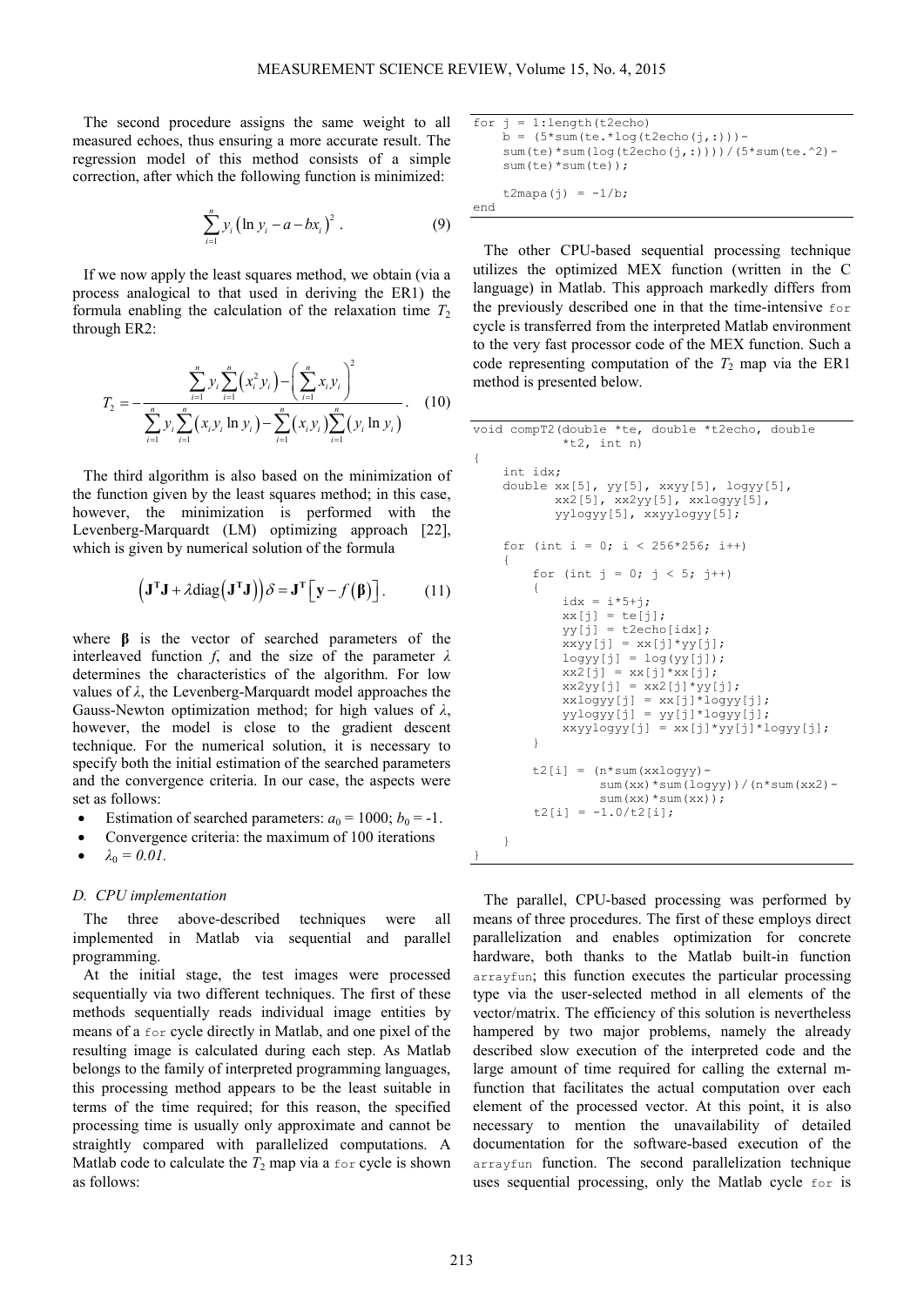The second procedure assigns the same weight to all measured echoes, thus ensuring a more accurate result. The regression model of this method consists of a simple correction, after which the following function is minimized:

$$\sum_{i=1}^{n} y_i \left(\ln y_i - a - bx_i\right)^2 . \quad (9)$$

If we now apply the least squares method, we obtain (via a process analogical to that used in deriving the ER1) the formula enabling the calculation of the relaxation time $T_2$ through ER2:

$$T_2 = -\frac{\sum_{i=1}^{n} y_i \sum_{i=1}^{n}\left(x_i^2 y_i\right) - \left(\sum_{i=1}^{n} x_i y_i\right)^2}{\sum_{i=1}^{n} y_i \sum_{i=1}^{n}\left(x_i y_i \ln y_i\right) - \sum_{i=1}^{n}\left(x_i y_i\right)\sum_{i=1}^{n}\left(y_i \ln y_i\right)} . \quad (10)$$

The third algorithm is also based on the minimization of the function given by the least squares method; in this case, however, the minimization is performed with the Levenberg-Marquardt (LM) optimizing approach [22], which is given by numerical solution of the formula

$$\left(\mathbf{J}^{\mathbf{T}}\mathbf{J} + \lambda \operatorname{diag}\left(\mathbf{J}^{\mathbf{T}}\mathbf{J}\right)\right)\delta = \mathbf{J}^{\mathbf{T}}\left[\mathbf{y} - f\left(\boldsymbol{\beta}\right)\right] . \quad (11)$$

where $\boldsymbol{\beta}$ is the vector of searched parameters of the interleaved function $f$, and the size of the parameter $\lambda$ determines the characteristics of the algorithm. For low values of $\lambda$, the Levenberg-Marquardt model approaches the Gauss-Newton optimization method; for high values of $\lambda$, however, the model is close to the gradient descent technique. For the numerical solution, it is necessary to specify both the initial estimation of the searched parameters and the convergence criteria. In our case, the aspects were set as follows:

- Estimation of searched parameters: $a_0 = 1000$; $b_0 = -1$.
- Convergence criteria: the maximum of 100 iterations
- $\lambda_0 = 0.01$.

### D. CPU implementation

The three above-described techniques were all implemented in Matlab via sequential and parallel programming.

At the initial stage, the test images were processed sequentially via two different techniques. The first of these methods sequentially reads individual image entities by means of a `for` cycle directly in Matlab, and one pixel of the resulting image is calculated during each step. As Matlab belongs to the family of interpreted programming languages, this processing method appears to be the least suitable in terms of the time required; for this reason, the specified processing time is usually only approximate and cannot be straightly compared with parallelized computations. A Matlab code to calculate the $T_2$ map via a `for` cycle is shown as follows:

```
for j = 1:length(t2echo)
    b = (5*sum(te.*log(t2echo(j,:)))-
    sum(te)*sum(log(t2echo(j,:))))/(5*sum(te.^2)-
    sum(te)*sum(te));

    t2mapa(j) = -1/b;
end
```

The other CPU-based sequential processing technique utilizes the optimized MEX function (written in the C language) in Matlab. This approach markedly differs from the previously described one in that the time-intensive `for` cycle is transferred from the interpreted Matlab environment to the very fast processor code of the MEX function. Such a code representing computation of the $T_2$ map via the ER1 method is presented below.

```
void compT2(double *te, double *t2echo, double
            *t2, int n)
{
    int idx;
    double xx[5], yy[5], xxyy[5], logyy[5],
           xx2[5], xx2yy[5], xxlogyy[5],
           yylogyy[5], xxyylogyy[5];

    for (int i = 0; i < 256*256; i++)
    {
        for (int j = 0; j < 5; j++)
        {
            idx = i*5+j;
            xx[j] = te[j];
            yy[j] = t2echo[idx];
            xxyy[j] = xx[j]*yy[j];
            logyy[j] = log(yy[j]);
            xx2[j] = xx[j]*xx[j];
            xx2yy[j] = xx2[j]*yy[j];
            xxlogyy[j] = xx[j]*logyy[j];
            yylogyy[j] = yy[j]*logyy[j];
            xxyylogyy[j] = xx[j]*yy[j]*logyy[j];
        }

        t2[i] = (n*sum(xxlogyy)-
                 sum(xx)*sum(logyy))/(n*sum(xx2)-
                 sum(xx)*sum(xx));
        t2[i] = -1.0/t2[i];

    }
}
```

The parallel, CPU-based processing was performed by means of three procedures. The first of these employs direct parallelization and enables optimization for concrete hardware, both thanks to the Matlab built-in function `arrayfun`; this function executes the particular processing type via the user-selected method in all elements of the vector/matrix. The efficiency of this solution is nevertheless hampered by two major problems, namely the already described slow execution of the interpreted code and the large amount of time required for calling the external m-function that facilitates the actual computation over each element of the processed vector. At this point, it is also necessary to mention the unavailability of detailed documentation for the software-based execution of the `arrayfun` function. The second parallelization technique uses sequential processing, only the Matlab cycle `for` is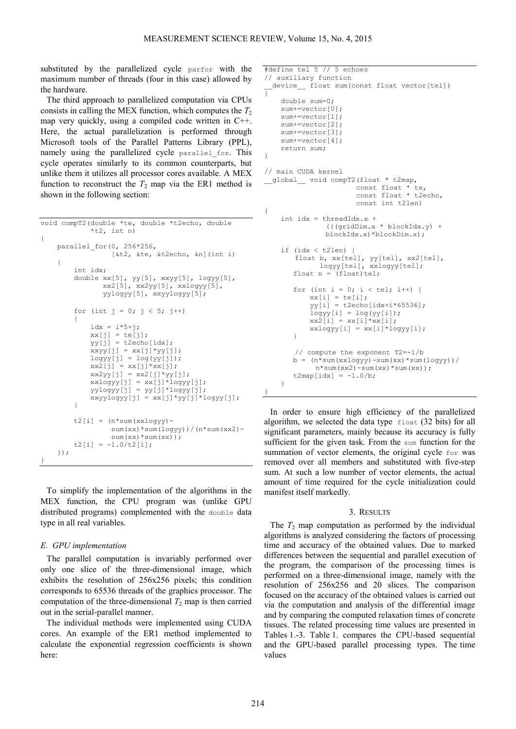substituted by the parallelized cycle `parfor` with the maximum number of threads (four in this case) allowed by the hardware.

The third approach to parallelized computation via CPUs consists in calling the MEX function, which computes the $T_2$ map very quickly, using a compiled code written in C++. Here, the actual parallelization is performed through Microsoft tools of the Parallel Patterns Library (PPL), namely using the parallelized cycle `parallel_for`. This cycle operates similarly to its common counterparts, but unlike them it utilizes all processor cores available. A MEX function to reconstruct the $T_2$ map via the ER1 method is shown in the following section:

```
void compT2(double *te, double *t2echo, double
            *t2, int n)
{
    parallel_for(0, 256*256,
                [&t2, &te, &t2echo, &n](int i)
    {
        int idx;
        double xx[5], yy[5], xxyy[5], logyy[5],
               xx2[5], xx2yy[5], xxlogyy[5],
               yylogyy[5], xxyylogyy[5];

        for (int j = 0; j < 5; j++)
        {
            idx = i*5+j;
            xx[j] = te[j];
            yy[j] = t2echo[idx];
            xxyy[j] = xx[j]*yy[j];
            logyy[j] = log(yy[j]);
            xx2[j] = xx[j]*xx[j];
            xx2yy[j] = xx2[j]*yy[j];
            xxlogyy[j] = xx[j]*logyy[j];
            yylogyy[j] = yy[j]*logyy[j];
            xxyylogyy[j] = xx[j]*yy[j]*logyy[j];
        }

        t2[i] = (n*sum(xxlogyy)-
                 sum(xx)*sum(logyy))/(n*sum(xx2)-
                 sum(xx)*sum(xx));
        t2[i] = -1.0/t2[i];
    });
}
```

To simplify the implementation of the algorithms in the MEX function, the CPU program was (unlike GPU distributed programs) complemented with the `double` data type in all real variables.

### *E. GPU implementation*

The parallel computation is invariably performed over only one slice of the three-dimensional image, which exhibits the resolution of 256x256 pixels; this condition corresponds to 65536 threads of the graphics processor. The computation of the three-dimensional $T_2$ map is then carried out in the serial-parallel manner.

The individual methods were implemented using CUDA cores. An example of the ER1 method implemented to calculate the exponential regression coefficients is shown here:

```
#define tel 5 // 5 echoes
// auxiliary function
__device__ float sum(const float vector[tel])
{
    double sum=0;
    sum+=vector[0];
    sum+=vector[1];
    sum+=vector[2];
    sum+=vector[3];
    sum+=vector[4];
    return sum;
}

// main CUDA kernel
__global__ void compT2(float * t2map,
                      const float * te,
                      const float * t2echo,
                      const int t2len)
{
    int idx = threadIdx.x +
              (((gridDim.x * blockIdx.y) +
              blockIdx.x)*blockDim.x);

    if (idx < t2len) {
        float b, xx[tel], yy[tel], xx2[tel],
              logyy[tel], xxlogyy[tel];
        float n = (float)tel;

        for (int i = 0; i < tel; i++) {
            xx[i] = te[i];
            yy[i] = t2echo[idx+i*65536];
            logyy[i] = log(yy[i]);
            xx2[i] = xx[i]*xx[i];
            xxlogyy[i] = xx[i]*logyy[i];
        }

        // compute the exponent T2=-1/b
        b = (n*sum(xxlogyy)-sum(xx)*sum(logyy))/
            n*sum(xx2)-sum(xx)*sum(xx));
        t2map[idx] = -1.0/b;
    }
}
```

In order to ensure high efficiency of the parallelized algorithm, we selected the data type `float` (32 bits) for all significant parameters, mainly because its accuracy is fully sufficient for the given task. From the `sum` function for the summation of vector elements, the original cycle `for` was removed over all members and substituted with five-step sum. At such a low number of vector elements, the actual amount of time required for the cycle initialization could manifest itself markedly.

## 3. RESULTS

The $T_2$ map computation as performed by the individual algorithms is analyzed considering the factors of processing time and accuracy of the obtained values. Due to marked differences between the sequential and parallel execution of the program, the comparison of the processing times is performed on a three-dimensional image, namely with the resolution of 256x256 and 20 slices. The comparison focused on the accuracy of the obtained values is carried out via the computation and analysis of the differential image and by comparing the computed relaxation times of concrete tissues. The related processing time values are presented in Tables 1.-3. Table 1. compares the CPU-based sequential and the GPU-based parallel processing types. The time values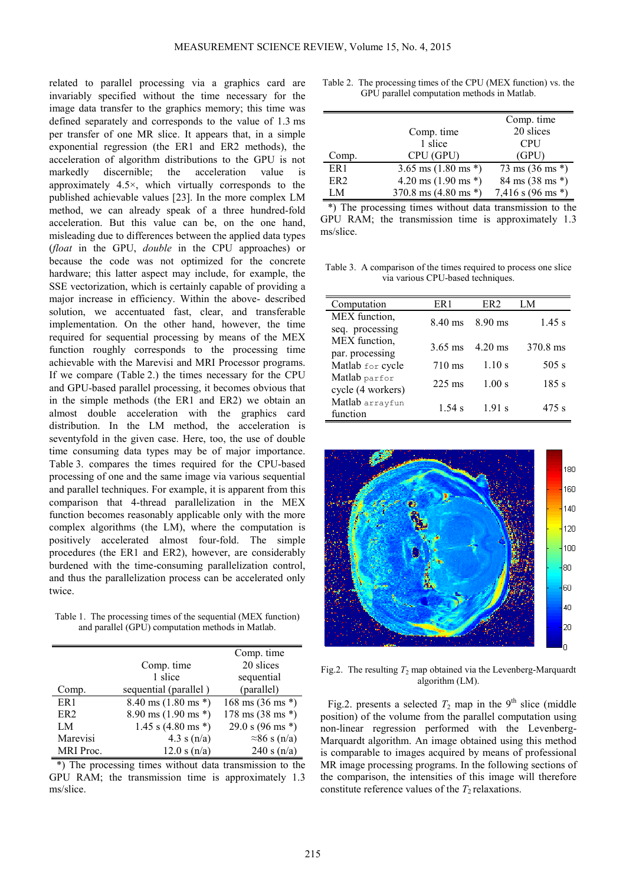related to parallel processing via a graphics card are invariably specified without the time necessary for the image data transfer to the graphics memory; this time was defined separately and corresponds to the value of 1.3 ms per transfer of one MR slice. It appears that, in a simple exponential regression (the ER1 and ER2 methods), the acceleration of algorithm distributions to the GPU is not markedly discernible; the acceleration value is approximately 4.5×, which virtually corresponds to the published achievable values [23]. In the more complex LM method, we can already speak of a three hundred-fold acceleration. But this value can be, on the one hand, misleading due to differences between the applied data types (*float* in the GPU, *double* in the CPU approaches) or because the code was not optimized for the concrete hardware; this latter aspect may include, for example, the SSE vectorization, which is certainly capable of providing a major increase in efficiency. Within the above- described solution, we accentuated fast, clear, and transferable implementation. On the other hand, however, the time required for sequential processing by means of the MEX function roughly corresponds to the processing time achievable with the Marevisi and MRI Processor programs. If we compare (Table 2.) the times necessary for the CPU and GPU-based parallel processing, it becomes obvious that in the simple methods (the ER1 and ER2) we obtain an almost double acceleration with the graphics card distribution. In the LM method, the acceleration is seventyfold in the given case. Here, too, the use of double time consuming data types may be of major importance. Table 3. compares the times required for the CPU-based processing of one and the same image via various sequential and parallel techniques. For example, it is apparent from this comparison that 4-thread parallelization in the MEX function becomes reasonably applicable only with the more complex algorithms (the LM), where the computation is positively accelerated almost four-fold. The simple procedures (the ER1 and ER2), however, are considerably burdened with the time-consuming parallelization control, and thus the parallelization process can be accelerated only twice.

Table 1. The processing times of the sequential (MEX function) and parallel (GPU) computation methods in Matlab.

| Comp. | Comp. time 1 slice sequential (parallel ) | Comp. time 20 slices sequential (parallel) |
|---|---|---|
| ER1 | 8.40 ms (1.80 ms *) | 168 ms (36 ms *) |
| ER2 | 8.90 ms (1.90 ms *) | 178 ms (38 ms *) |
| LM | 1.45 s (4.80 ms *) | 29.0 s (96 ms *) |
| Marevisi | 4.3 s (n/a) | ≈86 s (n/a) |
| MRI Proc. | 12.0 s (n/a) | 240 s (n/a) |

*) The processing times without data transmission to the GPU RAM; the transmission time is approximately 1.3 ms/slice.

Table 2. The processing times of the CPU (MEX function) vs. the GPU parallel computation methods in Matlab.

| Comp. | Comp. time 1 slice CPU (GPU) | Comp. time 20 slices CPU (GPU) |
|---|---|---|
| ER1 | 3.65 ms (1.80 ms *) | 73 ms (36 ms *) |
| ER2 | 4.20 ms (1.90 ms *) | 84 ms (38 ms *) |
| LM | 370.8 ms (4.80 ms *) | 7,416 s (96 ms *) |

*) The processing times without data transmission to the GPU RAM; the transmission time is approximately 1.3 ms/slice.

Table 3. A comparison of the times required to process one slice via various CPU-based techniques.

| Computation | ER1 | ER2 | LM |
|---|---|---|---|
| MEX function, seq. processing | 8.40 ms | 8.90 ms | 1.45 s |
| MEX function, par. processing | 3.65 ms | 4.20 ms | 370.8 ms |
| Matlab `for` cycle | 710 ms | 1.10 s | 505 s |
| Matlab `parfor` cycle (4 workers) | 225 ms | 1.00 s | 185 s |
| Matlab `arrayfun` function | 1.54 s | 1.91 s | 475 s |

Fig.2. The resulting $T_2$ map obtained via the Levenberg-Marquardt algorithm (LM).

Fig.2. presents a selected $T_2$ map in the 9[th] slice (middle position) of the volume from the parallel computation using non-linear regression performed with the Levenberg-Marquardt algorithm. An image obtained using this method is comparable to images acquired by means of professional MR image processing programs. In the following sections of the comparison, the intensities of this image will therefore constitute reference values of the $T_2$ relaxations.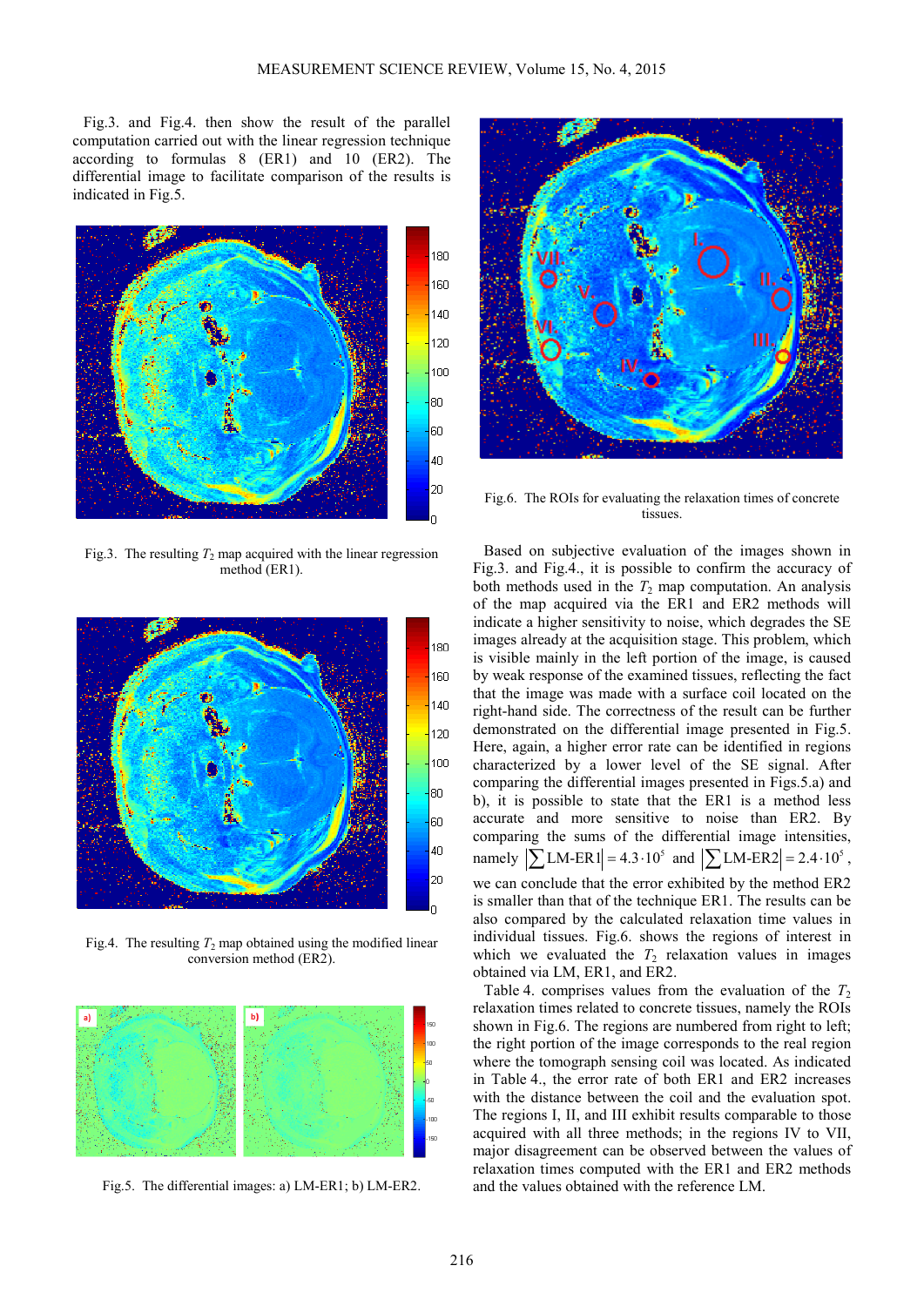Fig.3. and Fig.4. then show the result of the parallel computation carried out with the linear regression technique according to formulas 8 (ER1) and 10 (ER2). The differential image to facilitate comparison of the results is indicated in Fig.5.

Fig.3. The resulting $T_2$ map acquired with the linear regression method (ER1).

Fig.4. The resulting $T_2$ map obtained using the modified linear conversion method (ER2).

Fig.5. The differential images: a) LM-ER1; b) LM-ER2.

Fig.6. The ROIs for evaluating the relaxation times of concrete tissues.

Based on subjective evaluation of the images shown in Fig.3. and Fig.4., it is possible to confirm the accuracy of both methods used in the $T_2$ map computation. An analysis of the map acquired via the ER1 and ER2 methods will indicate a higher sensitivity to noise, which degrades the SE images already at the acquisition stage. This problem, which is visible mainly in the left portion of the image, is caused by weak response of the examined tissues, reflecting the fact that the image was made with a surface coil located on the right-hand side. The correctness of the result can be further demonstrated on the differential image presented in Fig.5. Here, again, a higher error rate can be identified in regions characterized by a lower level of the SE signal. After comparing the differential images presented in Figs.5.a) and b), it is possible to state that the ER1 is a method less accurate and more sensitive to noise than ER2. By comparing the sums of the differential image intensities, namely $\left|\sum \text{LM-ER1}\right| = 4.3 \cdot 10^5$ and $\left|\sum \text{LM-ER2}\right| = 2.4 \cdot 10^5$, we can conclude that the error exhibited by the method ER2 is smaller than that of the technique ER1. The results can be also compared by the calculated relaxation time values in individual tissues. Fig.6. shows the regions of interest in which we evaluated the $T_2$ relaxation values in images obtained via LM, ER1, and ER2.

Table 4. comprises values from the evaluation of the $T_2$ relaxation times related to concrete tissues, namely the ROIs shown in Fig.6. The regions are numbered from right to left; the right portion of the image corresponds to the real region where the tomograph sensing coil was located. As indicated in Table 4., the error rate of both ER1 and ER2 increases with the distance between the coil and the evaluation spot. The regions I, II, and III exhibit results comparable to those acquired with all three methods; in the regions IV to VII, major disagreement can be observed between the values of relaxation times computed with the ER1 and ER2 methods and the values obtained with the reference LM.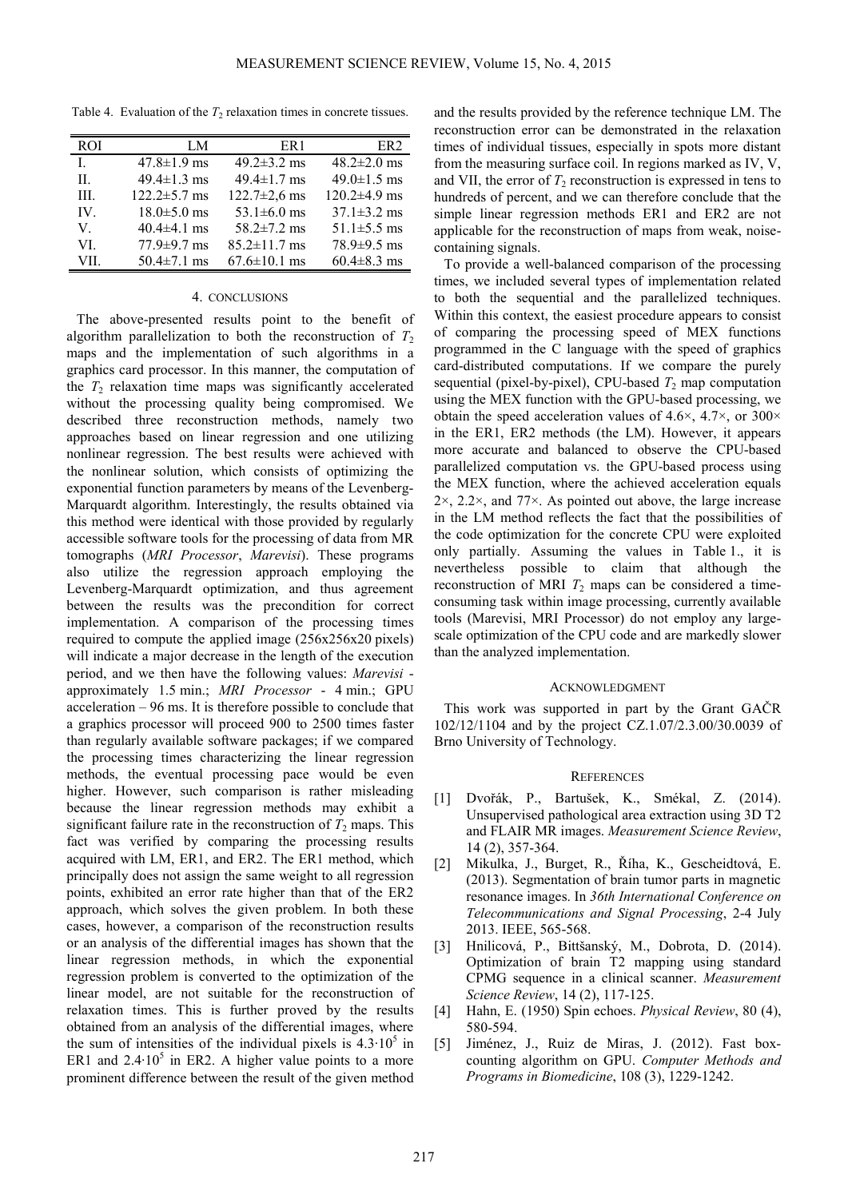Table 4. Evaluation of the $T_2$ relaxation times in concrete tissues.

| ROI | LM | ER1 | ER2 |
|---|---|---|---|
| I. | 47.8±1.9 ms | 49.2±3.2 ms | 48.2±2.0 ms |
| II. | 49.4±1.3 ms | 49.4±1.7 ms | 49.0±1.5 ms |
| III. | 122.2±5.7 ms | 122.7±2,6 ms | 120.2±4.9 ms |
| IV. | 18.0±5.0 ms | 53.1±6.0 ms | 37.1±3.2 ms |
| V. | 40.4±4.1 ms | 58.2±7.2 ms | 51.1±5.5 ms |
| VI. | 77.9±9.7 ms | 85.2±11.7 ms | 78.9±9.5 ms |
| VII. | 50.4±7.1 ms | 67.6±10.1 ms | 60.4±8.3 ms |

## 4. CONCLUSIONS

The above-presented results point to the benefit of algorithm parallelization to both the reconstruction of $T_2$ maps and the implementation of such algorithms in a graphics card processor. In this manner, the computation of the $T_2$ relaxation time maps was significantly accelerated without the processing quality being compromised. We described three reconstruction methods, namely two approaches based on linear regression and one utilizing nonlinear regression. The best results were achieved with the nonlinear solution, which consists of optimizing the exponential function parameters by means of the Levenberg-Marquardt algorithm. Interestingly, the results obtained via this method were identical with those provided by regularly accessible software tools for the processing of data from MR tomographs (*MRI Processor*, *Marevisi*). These programs also utilize the regression approach employing the Levenberg-Marquardt optimization, and thus agreement between the results was the precondition for correct implementation. A comparison of the processing times required to compute the applied image (256x256x20 pixels) will indicate a major decrease in the length of the execution period, and we then have the following values: *Marevisi* - approximately 1.5 min.; *MRI Processor* - 4 min.; GPU acceleration – 96 ms. It is therefore possible to conclude that a graphics processor will proceed 900 to 2500 times faster than regularly available software packages; if we compared the processing times characterizing the linear regression methods, the eventual processing pace would be even higher. However, such comparison is rather misleading because the linear regression methods may exhibit a significant failure rate in the reconstruction of $T_2$ maps. This fact was verified by comparing the processing results acquired with LM, ER1, and ER2. The ER1 method, which principally does not assign the same weight to all regression points, exhibited an error rate higher than that of the ER2 approach, which solves the given problem. In both these cases, however, a comparison of the reconstruction results or an analysis of the differential images has shown that the linear regression methods, in which the exponential regression problem is converted to the optimization of the linear model, are not suitable for the reconstruction of relaxation times. This is further proved by the results obtained from an analysis of the differential images, where the sum of intensities of the individual pixels is $4.3 \cdot 10^5$ in ER1 and $2.4 \cdot 10^5$ in ER2. A higher value points to a more prominent difference between the result of the given method and the results provided by the reference technique LM. The reconstruction error can be demonstrated in the relaxation times of individual tissues, especially in spots more distant from the measuring surface coil. In regions marked as IV, V, and VII, the error of $T_2$ reconstruction is expressed in tens to hundreds of percent, and we can therefore conclude that the simple linear regression methods ER1 and ER2 are not applicable for the reconstruction of maps from weak, noise-containing signals.

To provide a well-balanced comparison of the processing times, we included several types of implementation related to both the sequential and the parallelized techniques. Within this context, the easiest procedure appears to consist of comparing the processing speed of MEX functions programmed in the C language with the speed of graphics card-distributed computations. If we compare the purely sequential (pixel-by-pixel), CPU-based $T_2$ map computation using the MEX function with the GPU-based processing, we obtain the speed acceleration values of 4.6×, 4.7×, or 300× in the ER1, ER2 methods (the LM). However, it appears more accurate and balanced to observe the CPU-based parallelized computation vs. the GPU-based process using the MEX function, where the achieved acceleration equals 2×, 2.2×, and 77×. As pointed out above, the large increase in the LM method reflects the fact that the possibilities of the code optimization for the concrete CPU were exploited only partially. Assuming the values in Table 1., it is nevertheless possible to claim that although the reconstruction of MRI $T_2$ maps can be considered a time-consuming task within image processing, currently available tools (Marevisi, MRI Processor) do not employ any large-scale optimization of the CPU code and are markedly slower than the analyzed implementation.

## ACKNOWLEDGMENT

This work was supported in part by the Grant GAČR 102/12/1104 and by the project CZ.1.07/2.3.00/30.0039 of Brno University of Technology.

## REFERENCES

[1] Dvořák, P., Bartušek, K., Smékal, Z. (2014). Unsupervised pathological area extraction using 3D T2 and FLAIR MR images. *Measurement Science Review*, 14 (2), 357-364.

[2] Mikulka, J., Burget, R., Říha, K., Gescheidtová, E. (2013). Segmentation of brain tumor parts in magnetic resonance images. In *36th International Conference on Telecommunications and Signal Processing*, 2-4 July 2013. IEEE, 565-568.

[3] Hnilicová, P., Bittšanský, M., Dobrota, D. (2014). Optimization of brain T2 mapping using standard CPMG sequence in a clinical scanner. *Measurement Science Review*, 14 (2), 117-125.

[4] Hahn, E. (1950) Spin echoes. *Physical Review*, 80 (4), 580-594.

[5] Jiménez, J., Ruiz de Miras, J. (2012). Fast box-counting algorithm on GPU. *Computer Methods and Programs in Biomedicine*, 108 (3), 1229-1242.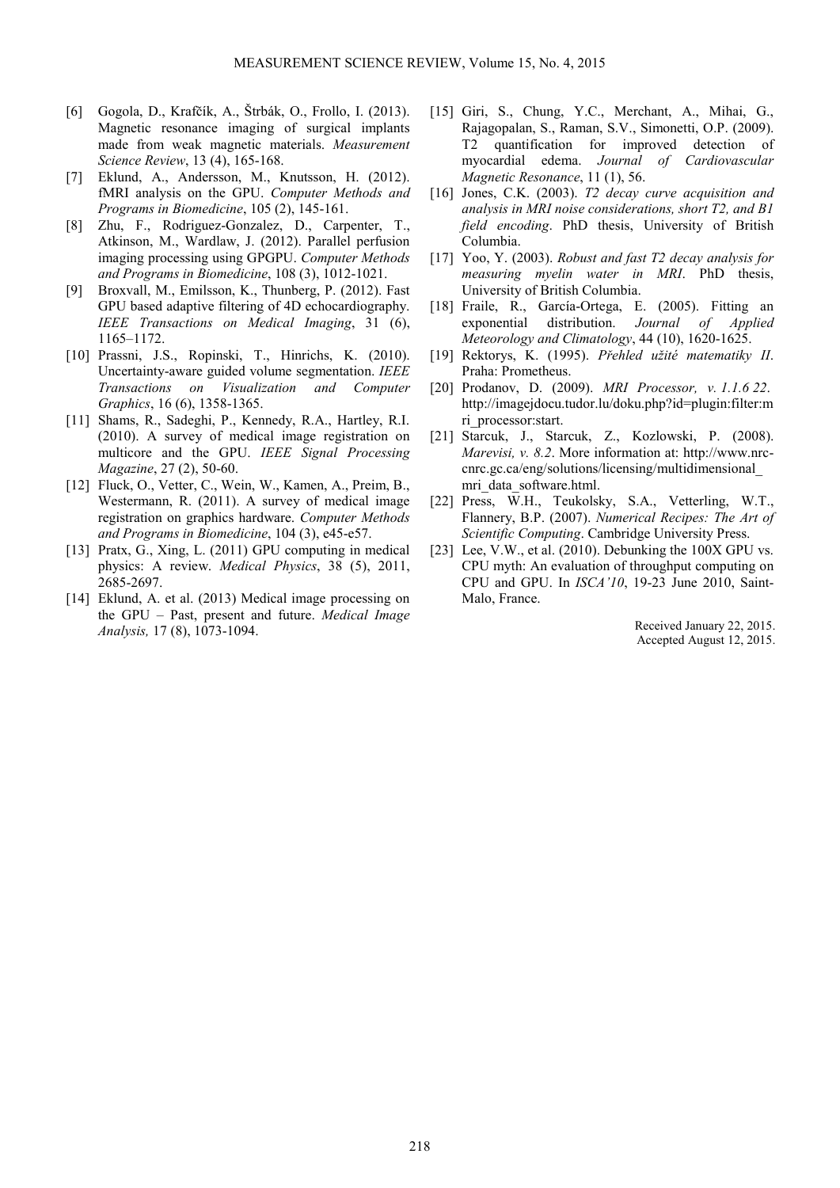[6] Gogola, D., Krafčík, A., Štrbák, O., Frollo, I. (2013). Magnetic resonance imaging of surgical implants made from weak magnetic materials. *Measurement Science Review*, 13 (4), 165-168.

[7] Eklund, A., Andersson, M., Knutsson, H. (2012). fMRI analysis on the GPU. *Computer Methods and Programs in Biomedicine*, 105 (2), 145-161.

[8] Zhu, F., Rodriguez-Gonzalez, D., Carpenter, T., Atkinson, M., Wardlaw, J. (2012). Parallel perfusion imaging processing using GPGPU. *Computer Methods and Programs in Biomedicine*, 108 (3), 1012-1021.

[9] Broxvall, M., Emilsson, K., Thunberg, P. (2012). Fast GPU based adaptive filtering of 4D echocardiography. *IEEE Transactions on Medical Imaging*, 31 (6), 1165–1172.

[10] Prassni, J.S., Ropinski, T., Hinrichs, K. (2010). Uncertainty-aware guided volume segmentation. *IEEE Transactions on Visualization and Computer Graphics*, 16 (6), 1358-1365.

[11] Shams, R., Sadeghi, P., Kennedy, R.A., Hartley, R.I. (2010). A survey of medical image registration on multicore and the GPU. *IEEE Signal Processing Magazine*, 27 (2), 50-60.

[12] Fluck, O., Vetter, C., Wein, W., Kamen, A., Preim, B., Westermann, R. (2011). A survey of medical image registration on graphics hardware. *Computer Methods and Programs in Biomedicine*, 104 (3), e45-e57.

[13] Pratx, G., Xing, L. (2011) GPU computing in medical physics: A review. *Medical Physics*, 38 (5), 2011, 2685-2697.

[14] Eklund, A. et al. (2013) Medical image processing on the GPU – Past, present and future. *Medical Image Analysis,* 17 (8), 1073-1094.

[15] Giri, S., Chung, Y.C., Merchant, A., Mihai, G., Rajagopalan, S., Raman, S.V., Simonetti, O.P. (2009). T2 quantification for improved detection of myocardial edema. *Journal of Cardiovascular Magnetic Resonance*, 11 (1), 56.

[16] Jones, C.K. (2003). *T2 decay curve acquisition and analysis in MRI noise considerations, short T2, and B1 field encoding*. PhD thesis, University of British Columbia.

[17] Yoo, Y. (2003). *Robust and fast T2 decay analysis for measuring myelin water in MRI*. PhD thesis, University of British Columbia.

[18] Fraile, R., García-Ortega, E. (2005). Fitting an exponential distribution. *Journal of Applied Meteorology and Climatology*, 44 (10), 1620-1625.

[19] Rektorys, K. (1995). *Přehled užité matematiky II*. Praha: Prometheus.

[20] Prodanov, D. (2009). *MRI Processor, v. 1.1.6 22*. http://imagejdocu.tudor.lu/doku.php?id=plugin:filter:mri_processor:start.

[21] Starcuk, J., Starcuk, Z., Kozlowski, P. (2008). *Marevisi, v. 8.2*. More information at: http://www.nrc-cnrc.gc.ca/eng/solutions/licensing/multidimensional_mri_data_software.html.

[22] Press, W.H., Teukolsky, S.A., Vetterling, W.T., Flannery, B.P. (2007). *Numerical Recipes: The Art of Scientific Computing*. Cambridge University Press.

[23] Lee, V.W., et al. (2010). Debunking the 100X GPU vs. CPU myth: An evaluation of throughput computing on CPU and GPU. In *ISCA'10*, 19-23 June 2010, Saint-Malo, France.

Received January 22, 2015.
Accepted August 12, 2015.